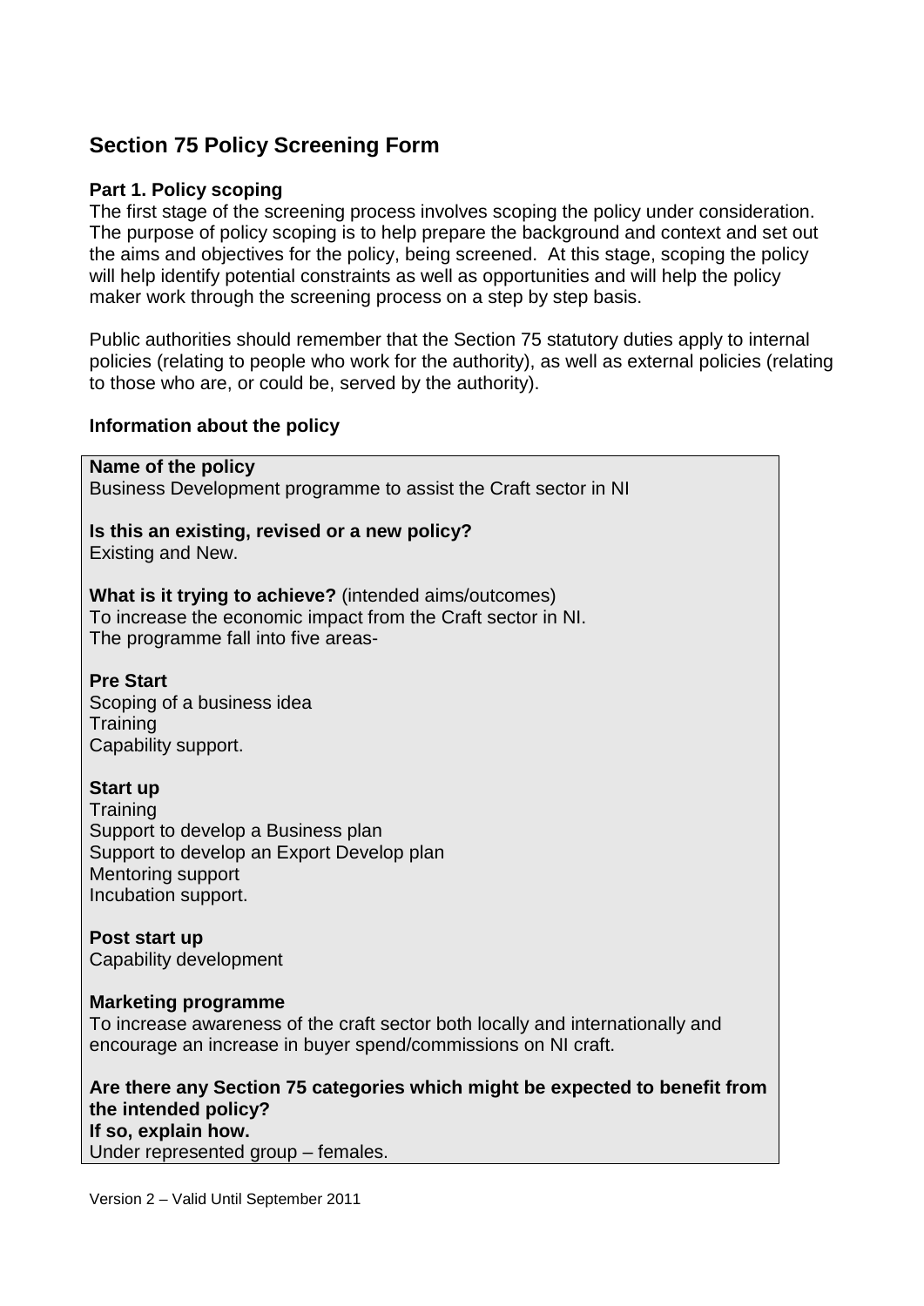## Section 75 Policy Screening Form

### Part 1. Policy scoping

The first stage of the screening process involves scoping the policy under consideration. The purpose of policy scoping is to help prepare the background and context and set out the aims and objectives for the policy, being screened. At this stage, scoping the policy will help identify potential constraints as well as opportunities and will help the policy maker work through the screening process on a step by step basis.

Public authorities should remember that the Section 75 statutory duties apply to internal policies (relating to people who work for the authority), as well as external policies (relating to those who are, or could be, served by the authority).

### Information about the policy

**Name of the policy**
Business Development programme to assist the Craft sector in NI

**Is this an existing, revised or a new policy?**
Existing and New.

**What is it trying to achieve?** (intended aims/outcomes)
To increase the economic impact from the Craft sector in NI.
The programme fall into five areas-

**Pre Start**
Scoping of a business idea
Training
Capability support.

**Start up**
Training
Support to develop a Business plan
Support to develop an Export Develop plan
Mentoring support
Incubation support.

**Post start up**
Capability development

**Marketing programme**
To increase awareness of the craft sector both locally and internationally and encourage an increase in buyer spend/commissions on NI craft.

**Are there any Section 75 categories which might be expected to benefit from the intended policy?**
**If so, explain how.**
Under represented group – females.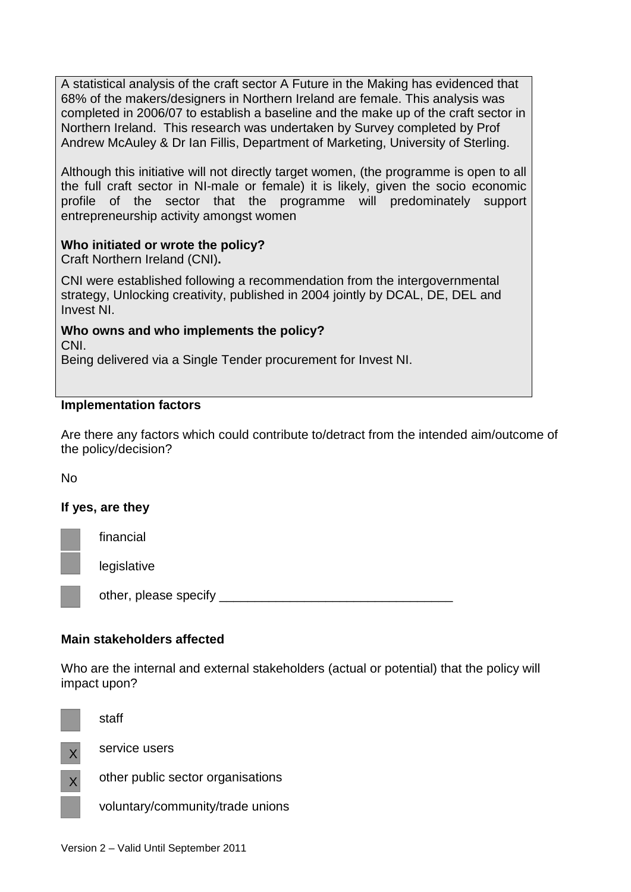A statistical analysis of the craft sector A Future in the Making has evidenced that 68% of the makers/designers in Northern Ireland are female. This analysis was completed in 2006/07 to establish a baseline and the make up of the craft sector in Northern Ireland. This research was undertaken by Survey completed by Prof Andrew McAuley & Dr Ian Fillis, Department of Marketing, University of Sterling.

Although this initiative will not directly target women, (the programme is open to all the full craft sector in NI-male or female) it is likely, given the socio economic profile of the sector that the programme will predominately support entrepreneurship activity amongst women

**Who initiated or wrote the policy?**
Craft Northern Ireland (CNI)**.**

CNI were established following a recommendation from the intergovernmental strategy, Unlocking creativity, published in 2004 jointly by DCAL, DE, DEL and Invest NI.

**Who owns and who implements the policy?**
CNI.
Being delivered via a Single Tender procurement for Invest NI.

**Implementation factors**

Are there any factors which could contribute to/detract from the intended aim/outcome of the policy/decision?

No

**If yes, are they**

- [ ] financial
- [ ] legislative
- [ ] other, please specify _________________________________

**Main stakeholders affected**

Who are the internal and external stakeholders (actual or potential) that the policy will impact upon?

- [ ] staff
- [x] service users
- [x] other public sector organisations
- [ ] voluntary/community/trade unions

Version 2 – Valid Until September 2011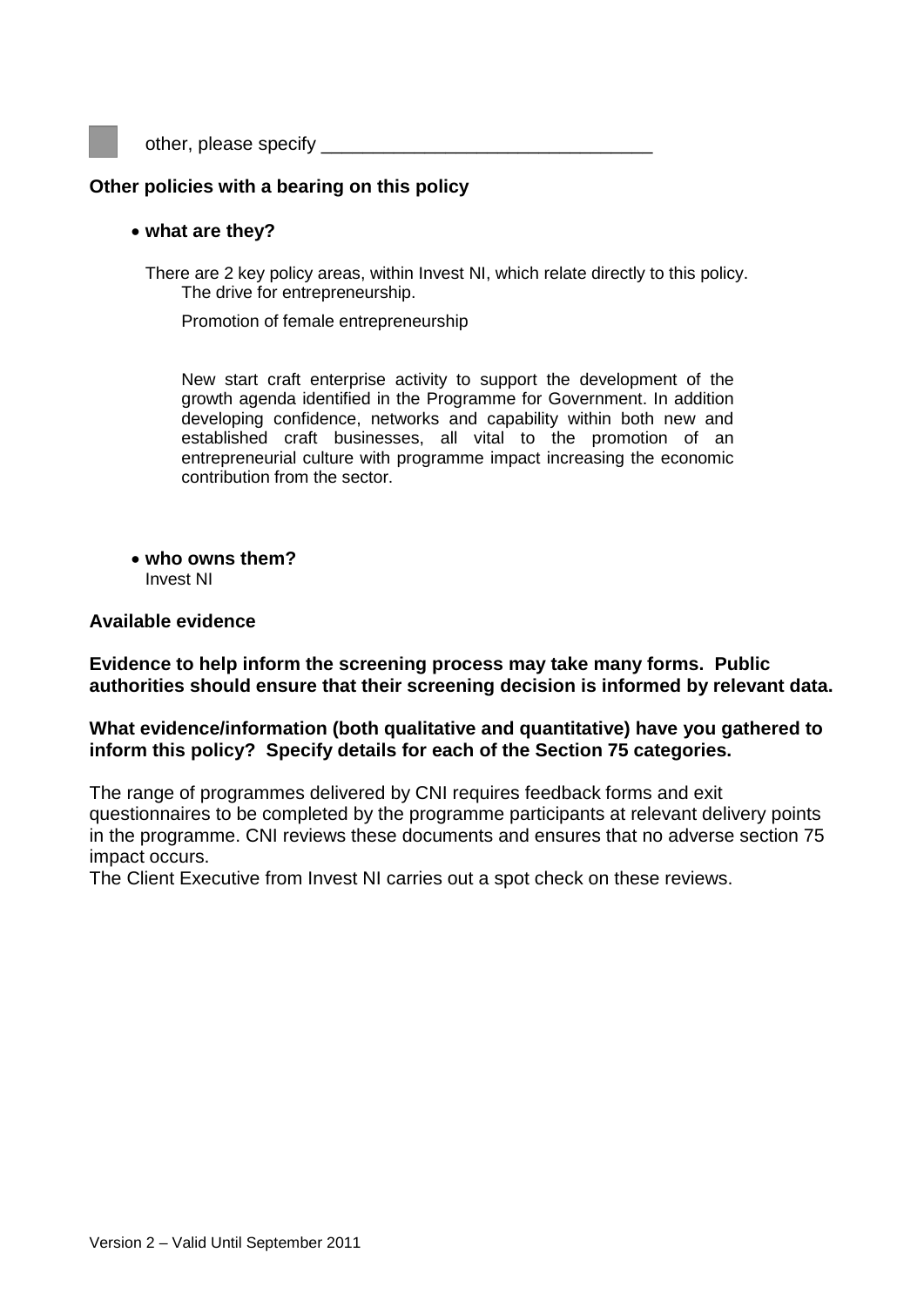- [ ] other, please specify ________________________________

**Other policies with a bearing on this policy**

- **what are they?**

There are 2 key policy areas, within Invest NI, which relate directly to this policy.

The drive for entrepreneurship.

Promotion of female entrepreneurship

New start craft enterprise activity to support the development of the growth agenda identified in the Programme for Government. In addition developing confidence, networks and capability within both new and established craft businesses, all vital to the promotion of an entrepreneurial culture with programme impact increasing the economic contribution from the sector.

- **who owns them?**
  Invest NI

**Available evidence**

**Evidence to help inform the screening process may take many forms. Public authorities should ensure that their screening decision is informed by relevant data.**

**What evidence/information (both qualitative and quantitative) have you gathered to inform this policy? Specify details for each of the Section 75 categories.**

The range of programmes delivered by CNI requires feedback forms and exit questionnaires to be completed by the programme participants at relevant delivery points in the programme. CNI reviews these documents and ensures that no adverse section 75 impact occurs.

The Client Executive from Invest NI carries out a spot check on these reviews.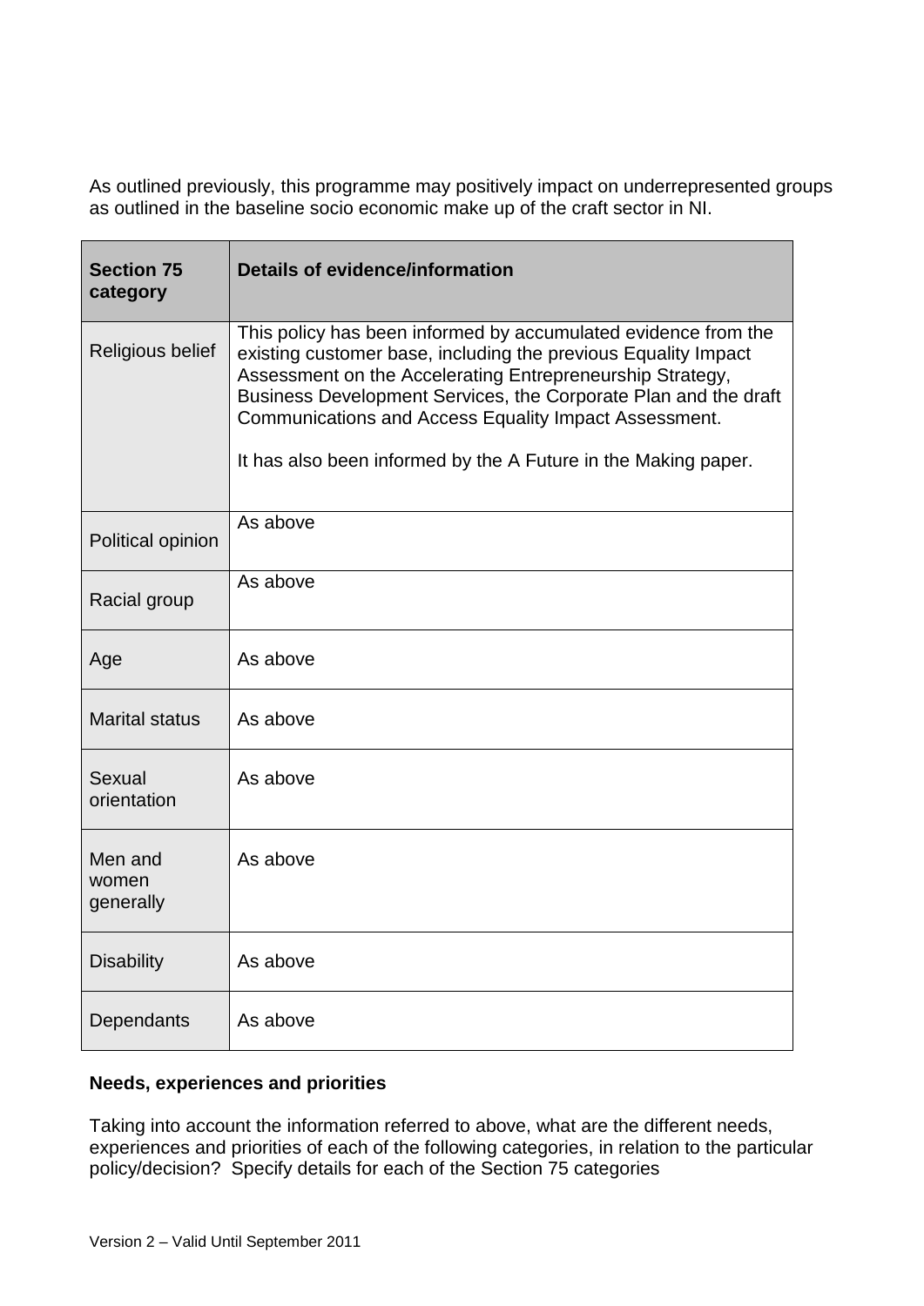As outlined previously, this programme may positively impact on underrepresented groups as outlined in the baseline socio economic make up of the craft sector in NI.

| Section 75 category | Details of evidence/information |
|---|---|
| Religious belief | This policy has been informed by accumulated evidence from the existing customer base, including the previous Equality Impact Assessment on the Accelerating Entrepreneurship Strategy, Business Development Services, the Corporate Plan and the draft Communications and Access Equality Impact Assessment.<br><br>It has also been informed by the A Future in the Making paper. |
| Political opinion | As above |
| Racial group | As above |
| Age | As above |
| Marital status | As above |
| Sexual orientation | As above |
| Men and women generally | As above |
| Disability | As above |
| Dependants | As above |

**Needs, experiences and priorities**

Taking into account the information referred to above, what are the different needs, experiences and priorities of each of the following categories, in relation to the particular policy/decision? Specify details for each of the Section 75 categories

Version 2 – Valid Until September 2011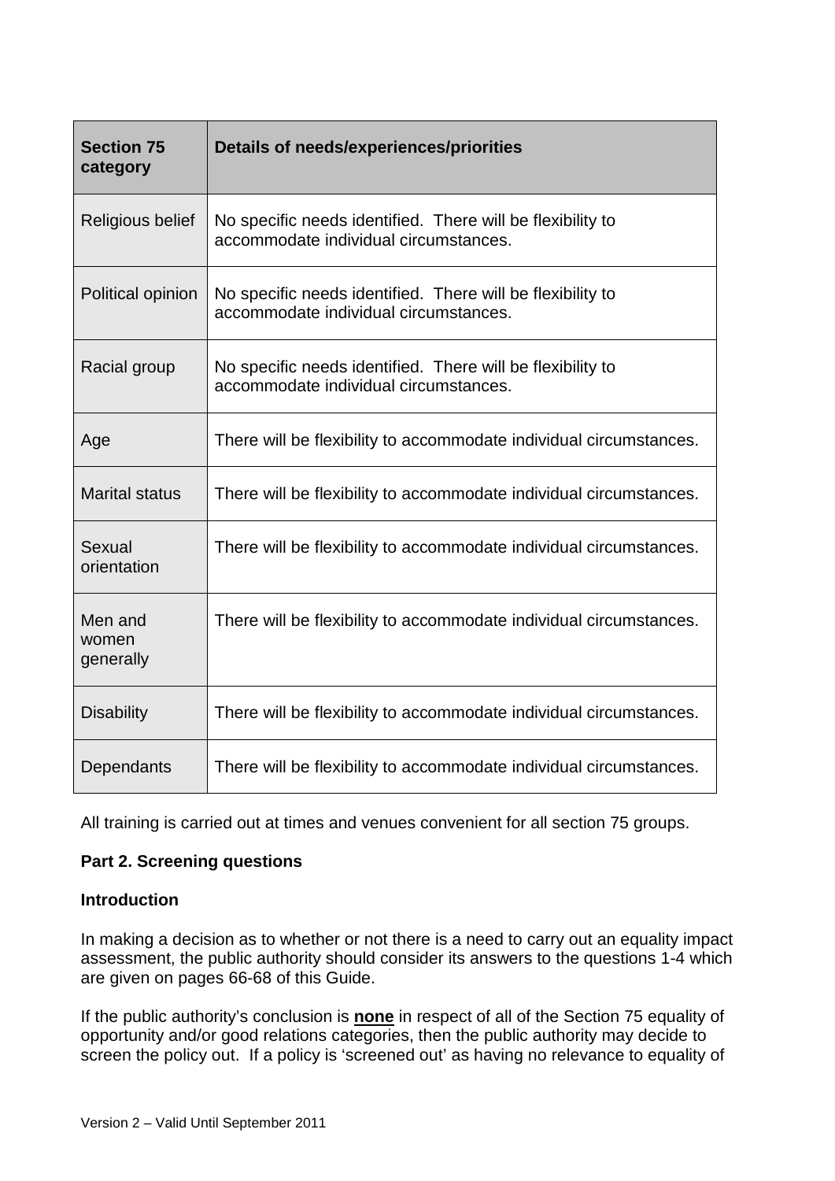| Section 75 category | Details of needs/experiences/priorities |
|---|---|
| Religious belief | No specific needs identified. There will be flexibility to accommodate individual circumstances. |
| Political opinion | No specific needs identified. There will be flexibility to accommodate individual circumstances. |
| Racial group | No specific needs identified. There will be flexibility to accommodate individual circumstances. |
| Age | There will be flexibility to accommodate individual circumstances. |
| Marital status | There will be flexibility to accommodate individual circumstances. |
| Sexual orientation | There will be flexibility to accommodate individual circumstances. |
| Men and women generally | There will be flexibility to accommodate individual circumstances. |
| Disability | There will be flexibility to accommodate individual circumstances. |
| Dependants | There will be flexibility to accommodate individual circumstances. |

All training is carried out at times and venues convenient for all section 75 groups.

**Part 2. Screening questions**

**Introduction**

In making a decision as to whether or not there is a need to carry out an equality impact assessment, the public authority should consider its answers to the questions 1-4 which are given on pages 66-68 of this Guide.

If the public authority's conclusion is **none** in respect of all of the Section 75 equality of opportunity and/or good relations categories, then the public authority may decide to screen the policy out. If a policy is 'screened out' as having no relevance to equality of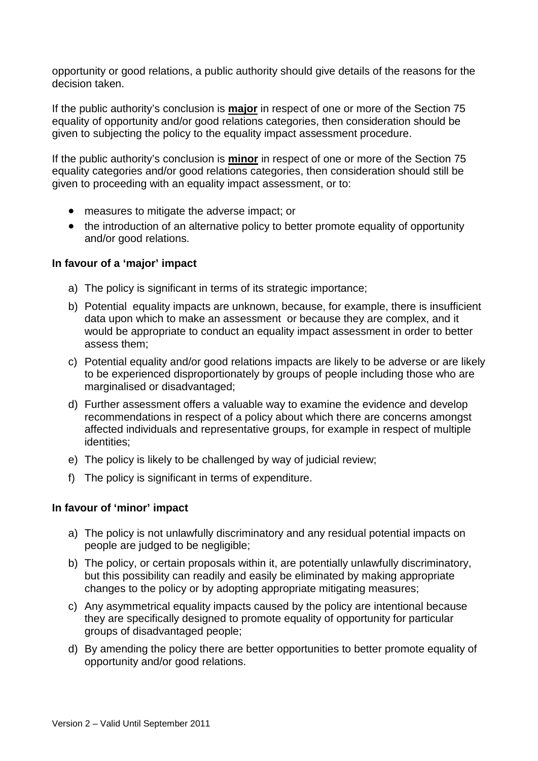opportunity or good relations, a public authority should give details of the reasons for the decision taken.

If the public authority's conclusion is **major** in respect of one or more of the Section 75 equality of opportunity and/or good relations categories, then consideration should be given to subjecting the policy to the equality impact assessment procedure.

If the public authority's conclusion is **minor** in respect of one or more of the Section 75 equality categories and/or good relations categories, then consideration should still be given to proceeding with an equality impact assessment, or to:

- measures to mitigate the adverse impact; or
- the introduction of an alternative policy to better promote equality of opportunity and/or good relations.

**In favour of a 'major' impact**

a) The policy is significant in terms of its strategic importance;

b) Potential equality impacts are unknown, because, for example, there is insufficient data upon which to make an assessment or because they are complex, and it would be appropriate to conduct an equality impact assessment in order to better assess them;

c) Potential equality and/or good relations impacts are likely to be adverse or are likely to be experienced disproportionately by groups of people including those who are marginalised or disadvantaged;

d) Further assessment offers a valuable way to examine the evidence and develop recommendations in respect of a policy about which there are concerns amongst affected individuals and representative groups, for example in respect of multiple identities;

e) The policy is likely to be challenged by way of judicial review;

f) The policy is significant in terms of expenditure.

**In favour of 'minor' impact**

a) The policy is not unlawfully discriminatory and any residual potential impacts on people are judged to be negligible;

b) The policy, or certain proposals within it, are potentially unlawfully discriminatory, but this possibility can readily and easily be eliminated by making appropriate changes to the policy or by adopting appropriate mitigating measures;

c) Any asymmetrical equality impacts caused by the policy are intentional because they are specifically designed to promote equality of opportunity for particular groups of disadvantaged people;

d) By amending the policy there are better opportunities to better promote equality of opportunity and/or good relations.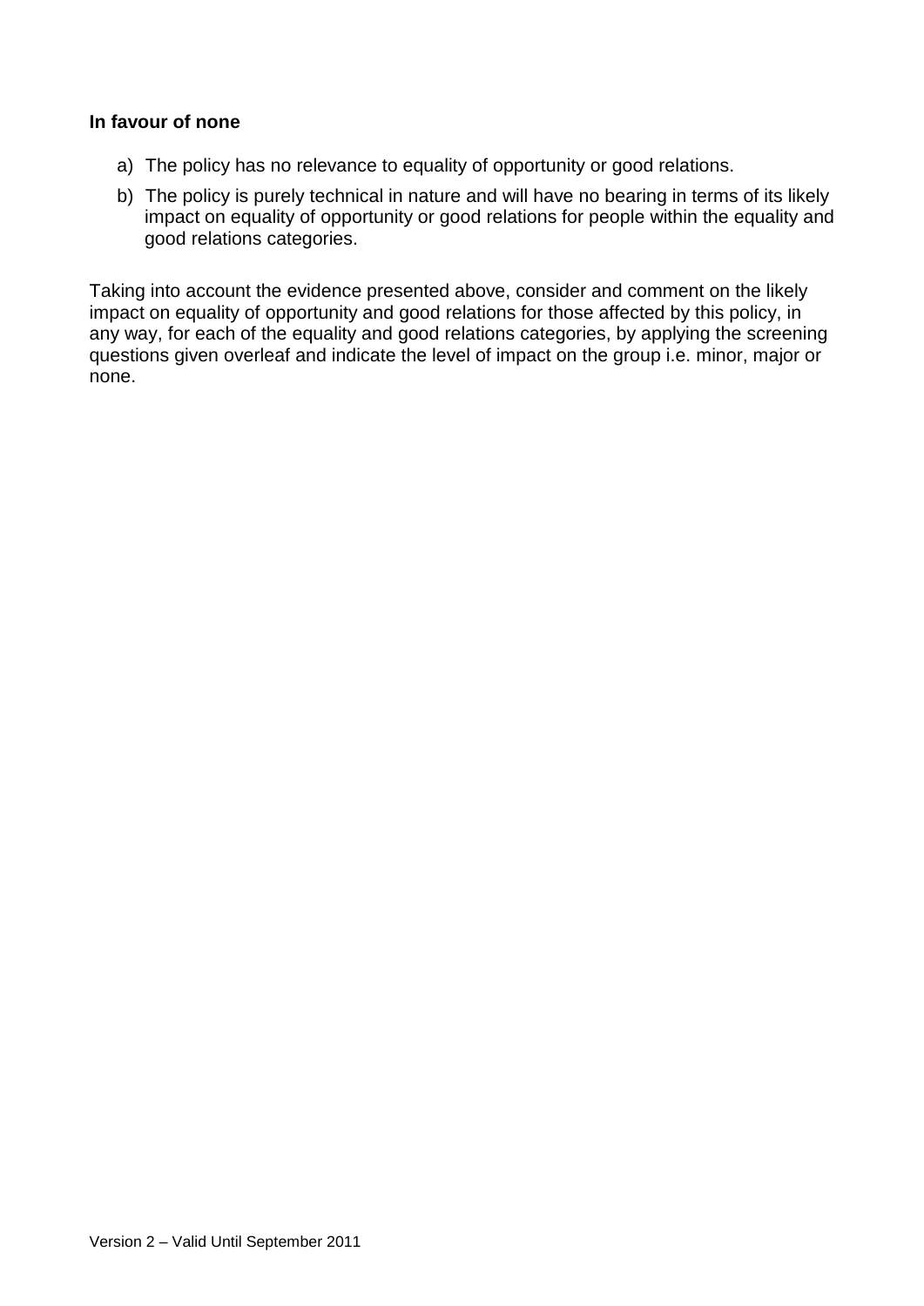**In favour of none**

a) The policy has no relevance to equality of opportunity or good relations.

b) The policy is purely technical in nature and will have no bearing in terms of its likely impact on equality of opportunity or good relations for people within the equality and good relations categories.

Taking into account the evidence presented above, consider and comment on the likely impact on equality of opportunity and good relations for those affected by this policy, in any way, for each of the equality and good relations categories, by applying the screening questions given overleaf and indicate the level of impact on the group i.e. minor, major or none.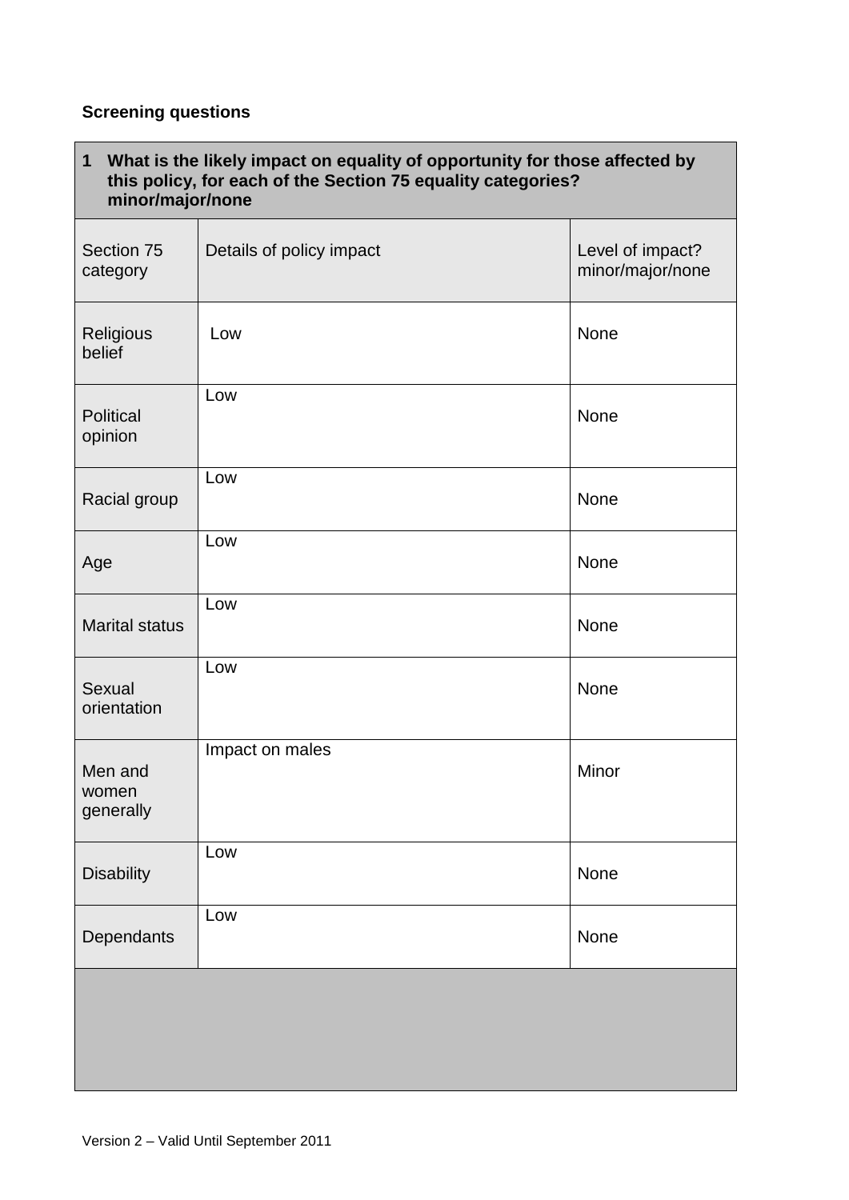**Screening questions**

| **1 What is the likely impact on equality of opportunity for those affected by this policy, for each of the Section 75 equality categories? minor/major/none** | | |
|---|---|---|
| Section 75 category | Details of policy impact | Level of impact? minor/major/none |
| Religious belief | Low | None |
| Political opinion | Low | None |
| Racial group | Low | None |
| Age | Low | None |
| Marital status | Low | None |
| Sexual orientation | Low | None |
| Men and women generally | Impact on males | Minor |
| Disability | Low | None |
| Dependants | Low | None |

Version 2 – Valid Until September 2011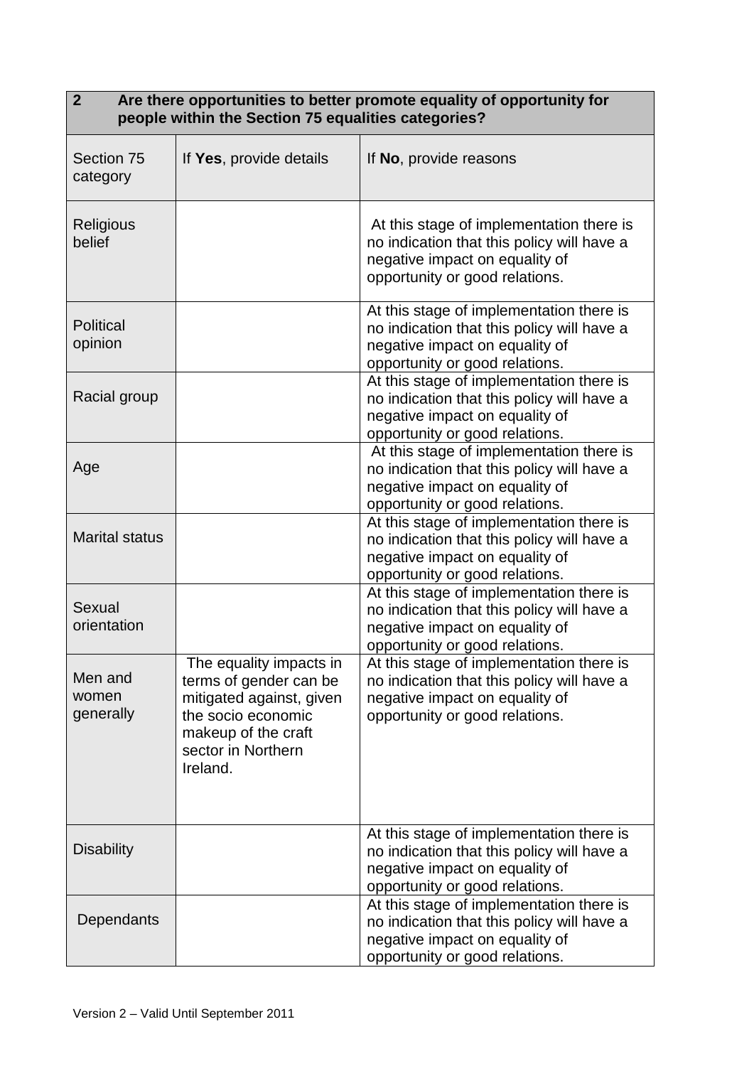| 2 Are there opportunities to better promote equality of opportunity for people within the Section 75 equalities categories? | | |
|---|---|---|
| Section 75 category | If **Yes**, provide details | If **No**, provide reasons |
| Religious belief | | At this stage of implementation there is no indication that this policy will have a negative impact on equality of opportunity or good relations. |
| Political opinion | | At this stage of implementation there is no indication that this policy will have a negative impact on equality of opportunity or good relations. |
| Racial group | | At this stage of implementation there is no indication that this policy will have a negative impact on equality of opportunity or good relations. |
| Age | | At this stage of implementation there is no indication that this policy will have a negative impact on equality of opportunity or good relations. |
| Marital status | | At this stage of implementation there is no indication that this policy will have a negative impact on equality of opportunity or good relations. |
| Sexual orientation | | At this stage of implementation there is no indication that this policy will have a negative impact on equality of opportunity or good relations. |
| Men and women generally | The equality impacts in terms of gender can be mitigated against, given the socio economic makeup of the craft sector in Northern Ireland. | At this stage of implementation there is no indication that this policy will have a negative impact on equality of opportunity or good relations. |
| Disability | | At this stage of implementation there is no indication that this policy will have a negative impact on equality of opportunity or good relations. |
| Dependants | | At this stage of implementation there is no indication that this policy will have a negative impact on equality of opportunity or good relations. |

Version 2 – Valid Until September 2011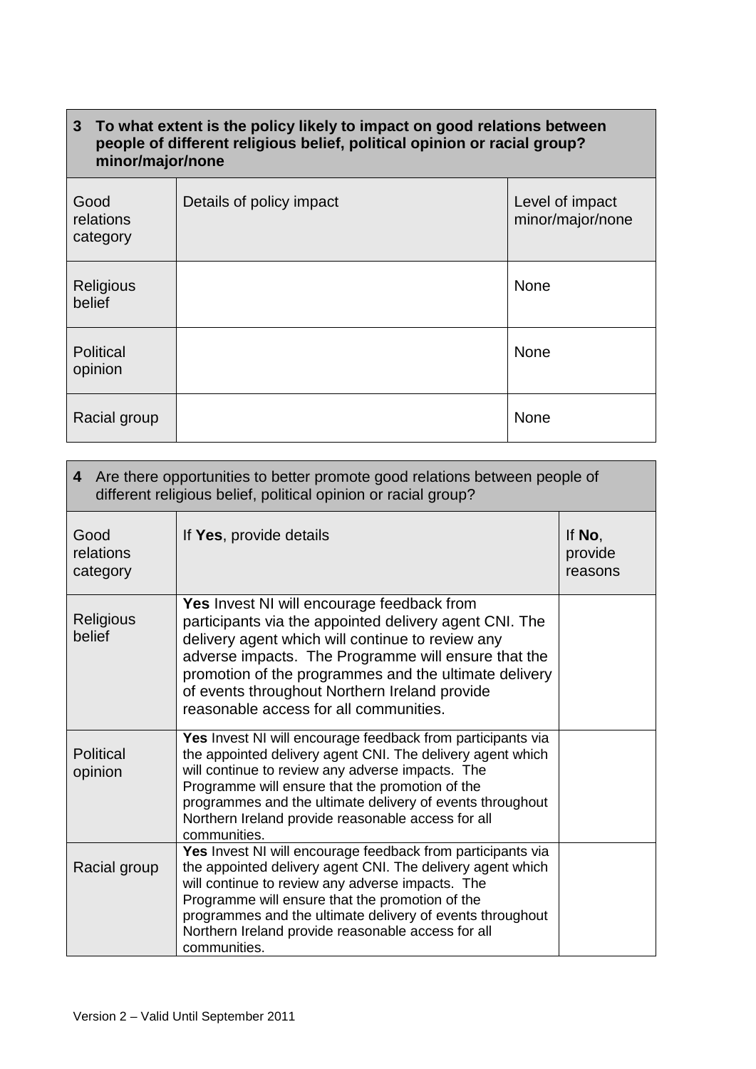| **3 To what extent is the policy likely to impact on good relations between people of different religious belief, political opinion or racial group? minor/major/none** | | |
|---|---|---|
| Good relations category | Details of policy impact | Level of impact minor/major/none |
| Religious belief | | None |
| Political opinion | | None |
| Racial group | | None |

| **4** Are there opportunities to better promote good relations between people of different religious belief, political opinion or racial group? | | |
|---|---|---|
| Good relations category | If **Yes**, provide details | If **No**, provide reasons |
| Religious belief | **Yes** Invest NI will encourage feedback from participants via the appointed delivery agent CNI. The delivery agent which will continue to review any adverse impacts. The Programme will ensure that the promotion of the programmes and the ultimate delivery of events throughout Northern Ireland provide reasonable access for all communities. | |
| Political opinion | **Yes** Invest NI will encourage feedback from participants via the appointed delivery agent CNI. The delivery agent which will continue to review any adverse impacts. The Programme will ensure that the promotion of the programmes and the ultimate delivery of events throughout Northern Ireland provide reasonable access for all communities. | |
| Racial group | **Yes** Invest NI will encourage feedback from participants via the appointed delivery agent CNI. The delivery agent which will continue to review any adverse impacts. The Programme will ensure that the promotion of the programmes and the ultimate delivery of events throughout Northern Ireland provide reasonable access for all communities. | |

Version 2 – Valid Until September 2011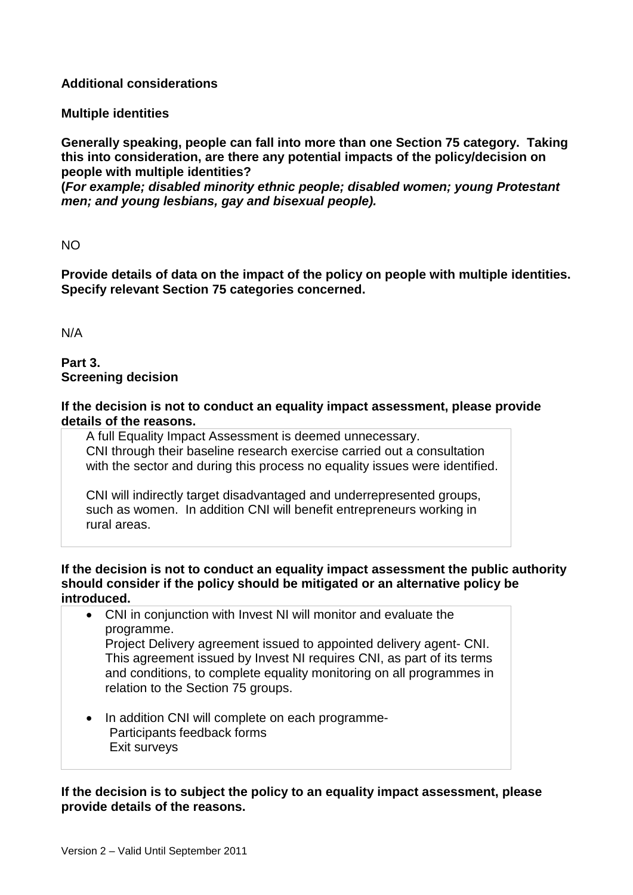**Additional considerations**

**Multiple identities**

**Generally speaking, people can fall into more than one Section 75 category. Taking this into consideration, are there any potential impacts of the policy/decision on people with multiple identities?**
**(*For example; disabled minority ethnic people; disabled women; young Protestant men; and young lesbians, gay and bisexual people).***

NO

**Provide details of data on the impact of the policy on people with multiple identities. Specify relevant Section 75 categories concerned.**

N/A

**Part 3.**
**Screening decision**

**If the decision is not to conduct an equality impact assessment, please provide details of the reasons.**

A full Equality Impact Assessment is deemed unnecessary.
CNI through their baseline research exercise carried out a consultation with the sector and during this process no equality issues were identified.

CNI will indirectly target disadvantaged and underrepresented groups, such as women. In addition CNI will benefit entrepreneurs working in rural areas.

**If the decision is not to conduct an equality impact assessment the public authority should consider if the policy should be mitigated or an alternative policy be introduced.**

- CNI in conjunction with Invest NI will monitor and evaluate the programme.
  Project Delivery agreement issued to appointed delivery agent- CNI. This agreement issued by Invest NI requires CNI, as part of its terms and conditions, to complete equality monitoring on all programmes in relation to the Section 75 groups.

- In addition CNI will complete on each programme-
  Participants feedback forms
  Exit surveys

**If the decision is to subject the policy to an equality impact assessment, please provide details of the reasons.**

Version 2 – Valid Until September 2011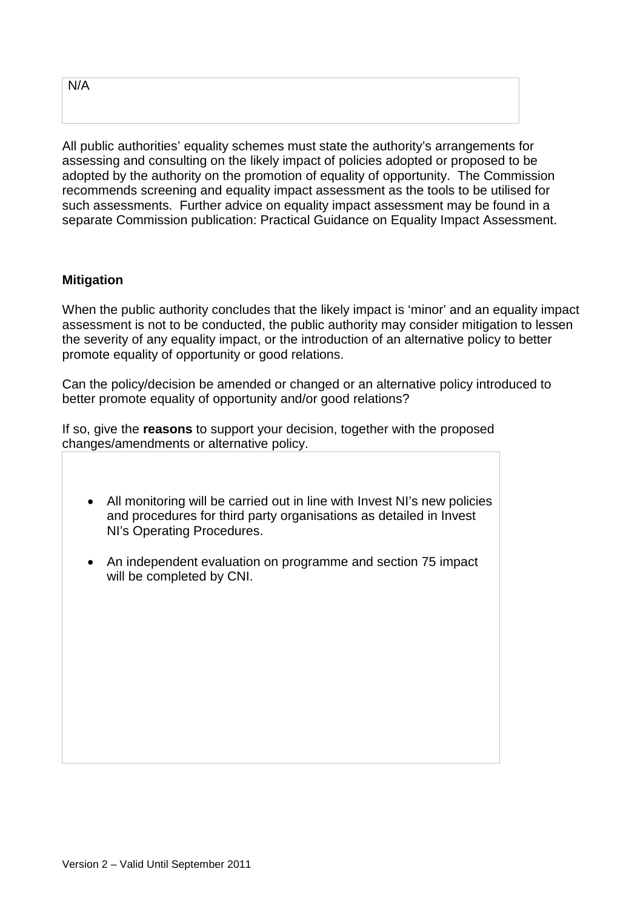N/A

All public authorities' equality schemes must state the authority's arrangements for assessing and consulting on the likely impact of policies adopted or proposed to be adopted by the authority on the promotion of equality of opportunity. The Commission recommends screening and equality impact assessment as the tools to be utilised for such assessments. Further advice on equality impact assessment may be found in a separate Commission publication: Practical Guidance on Equality Impact Assessment.

**Mitigation**

When the public authority concludes that the likely impact is 'minor' and an equality impact assessment is not to be conducted, the public authority may consider mitigation to lessen the severity of any equality impact, or the introduction of an alternative policy to better promote equality of opportunity or good relations.

Can the policy/decision be amended or changed or an alternative policy introduced to better promote equality of opportunity and/or good relations?

If so, give the **reasons** to support your decision, together with the proposed changes/amendments or alternative policy.

- All monitoring will be carried out in line with Invest NI's new policies and procedures for third party organisations as detailed in Invest NI's Operating Procedures.
- An independent evaluation on programme and section 75 impact will be completed by CNI.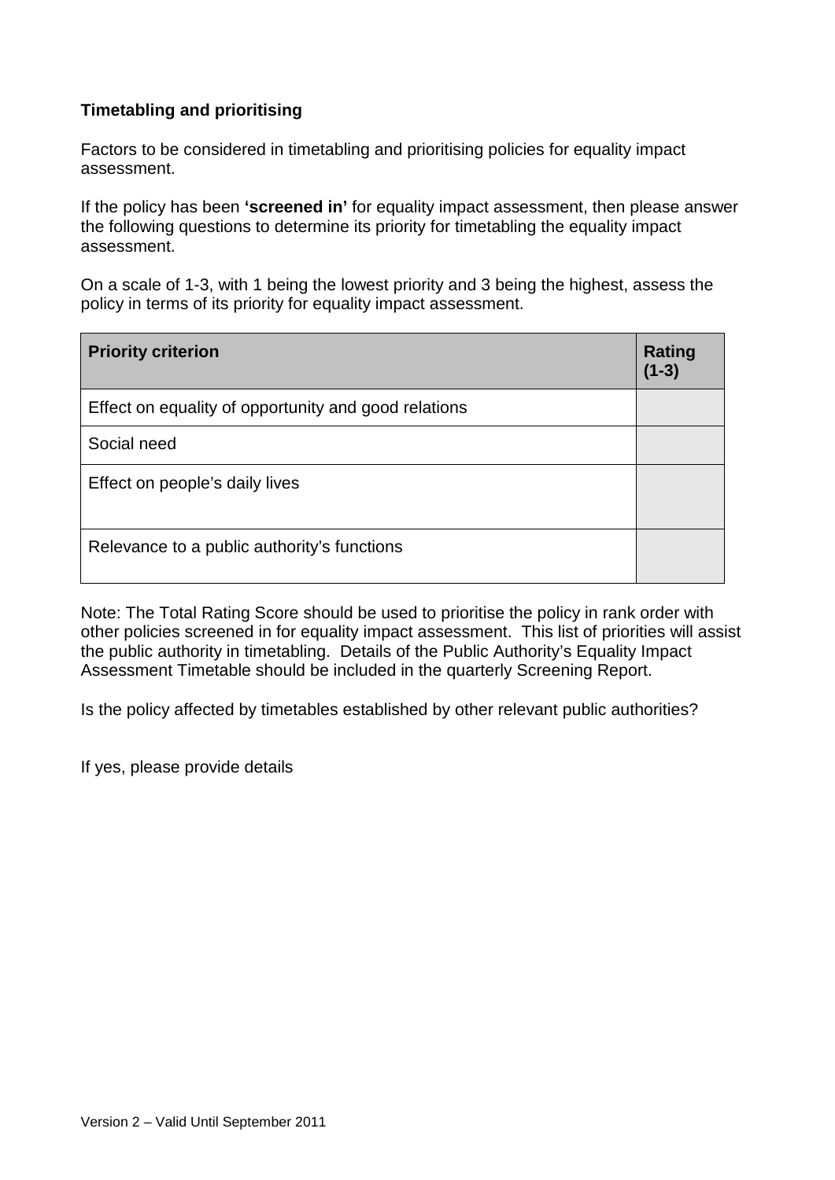**Timetabling and prioritising**

Factors to be considered in timetabling and prioritising policies for equality impact assessment.

If the policy has been **'screened in'** for equality impact assessment, then please answer the following questions to determine its priority for timetabling the equality impact assessment.

On a scale of 1-3, with 1 being the lowest priority and 3 being the highest, assess the policy in terms of its priority for equality impact assessment.

| Priority criterion | Rating (1-3) |
|---|---|
| Effect on equality of opportunity and good relations | |
| Social need | |
| Effect on people's daily lives | |
| Relevance to a public authority's functions | |

Note: The Total Rating Score should be used to prioritise the policy in rank order with other policies screened in for equality impact assessment. This list of priorities will assist the public authority in timetabling. Details of the Public Authority's Equality Impact Assessment Timetable should be included in the quarterly Screening Report.

Is the policy affected by timetables established by other relevant public authorities?

If yes, please provide details

Version 2 – Valid Until September 2011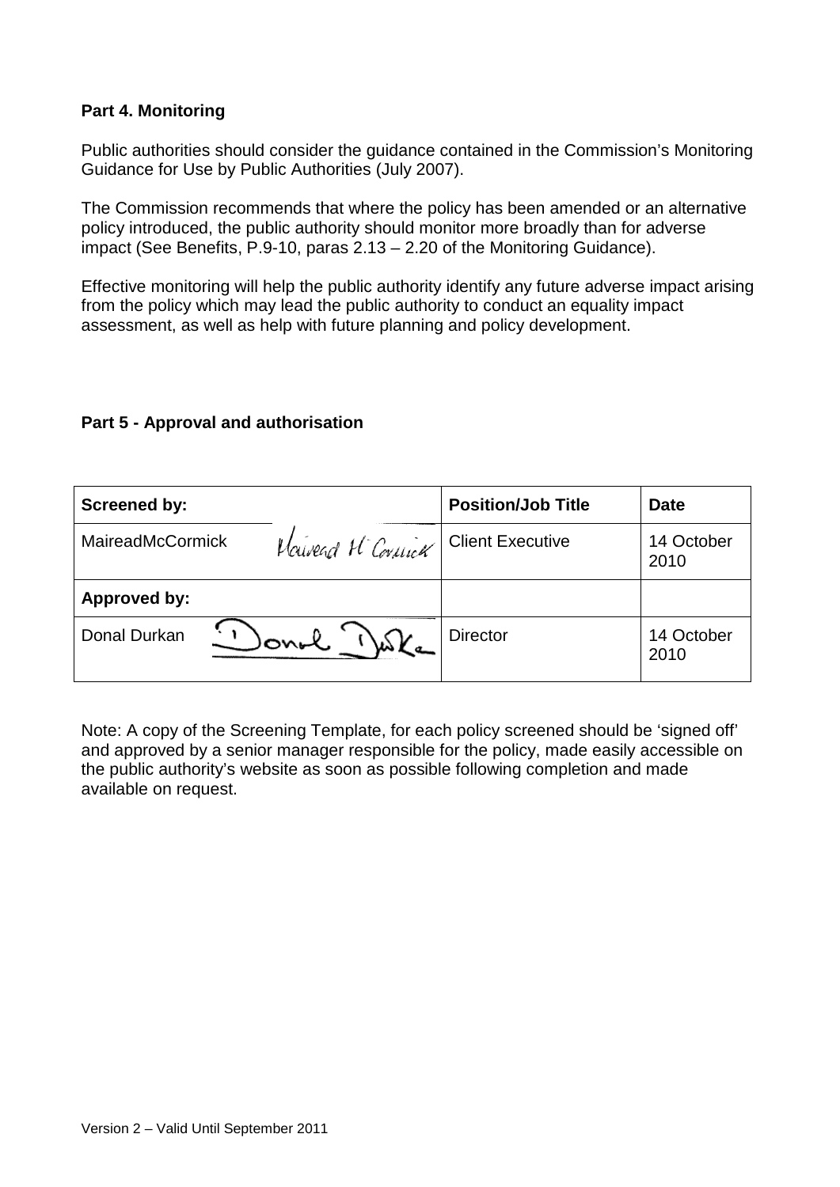**Part 4. Monitoring**

Public authorities should consider the guidance contained in the Commission's Monitoring Guidance for Use by Public Authorities (July 2007).

The Commission recommends that where the policy has been amended or an alternative policy introduced, the public authority should monitor more broadly than for adverse impact (See Benefits, P.9-10, paras 2.13 – 2.20 of the Monitoring Guidance).

Effective monitoring will help the public authority identify any future adverse impact arising from the policy which may lead the public authority to conduct an equality impact assessment, as well as help with future planning and policy development.

**Part 5 - Approval and authorisation**

| **Screened by:** | **Position/Job Title** | **Date** |
|---|---|---|
| MaireadMcCormick | Client Executive | 14 October 2010 |
| **Approved by:** | | |
| Donal Durkan | Director | 14 October 2010 |

Note: A copy of the Screening Template, for each policy screened should be 'signed off' and approved by a senior manager responsible for the policy, made easily accessible on the public authority's website as soon as possible following completion and made available on request.

Version 2 – Valid Until September 2011